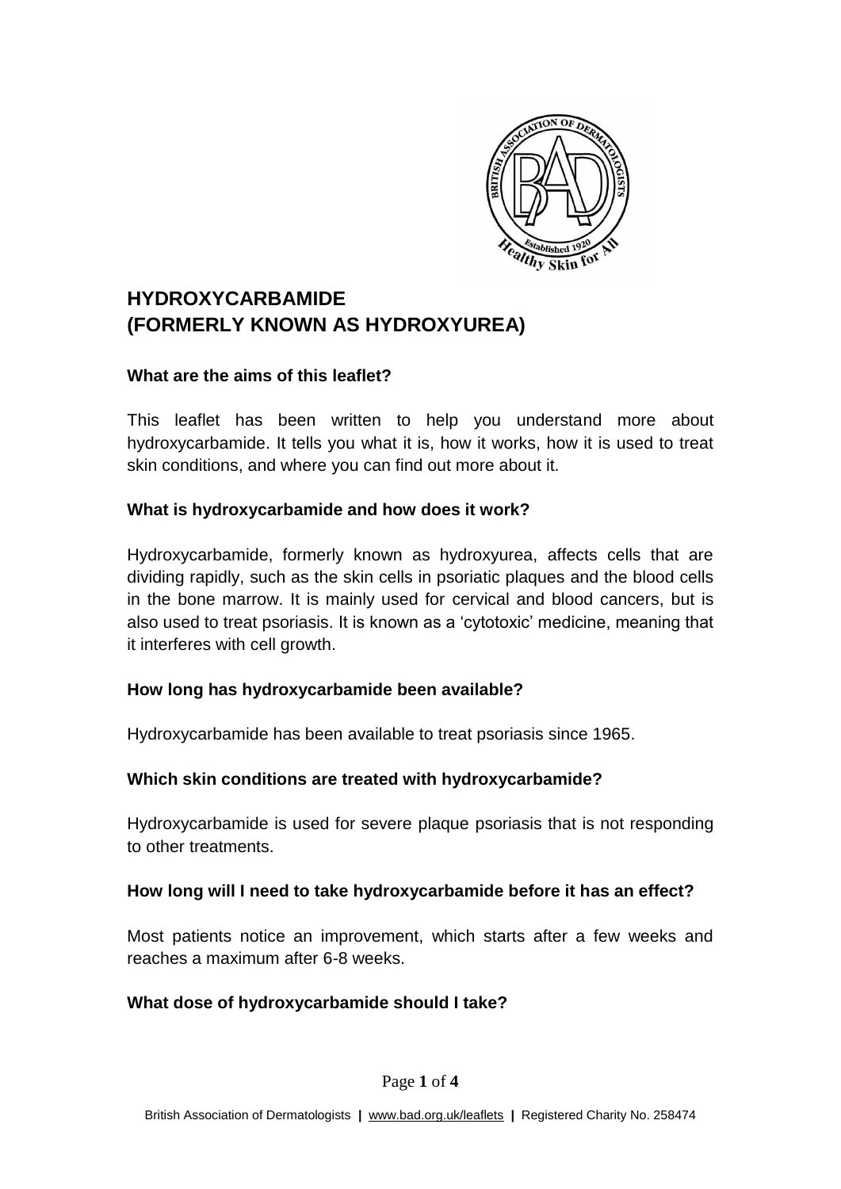# HYDROXYCARBAMIDE (FORMERLY KNOWN AS HYDROXYUREA)

**What are the aims of this leaflet?**

This leaflet has been written to help you understand more about hydroxycarbamide. It tells you what it is, how it works, how it is used to treat skin conditions, and where you can find out more about it.

**What is hydroxycarbamide and how does it work?**

Hydroxycarbamide, formerly known as hydroxyurea, affects cells that are dividing rapidly, such as the skin cells in psoriatic plaques and the blood cells in the bone marrow. It is mainly used for cervical and blood cancers, but is also used to treat psoriasis. It is known as a 'cytotoxic' medicine, meaning that it interferes with cell growth.

**How long has hydroxycarbamide been available?**

Hydroxycarbamide has been available to treat psoriasis since 1965.

**Which skin conditions are treated with hydroxycarbamide?**

Hydroxycarbamide is used for severe plaque psoriasis that is not responding to other treatments.

**How long will I need to take hydroxycarbamide before it has an effect?**

Most patients notice an improvement, which starts after a few weeks and reaches a maximum after 6-8 weeks.

**What dose of hydroxycarbamide should I take?**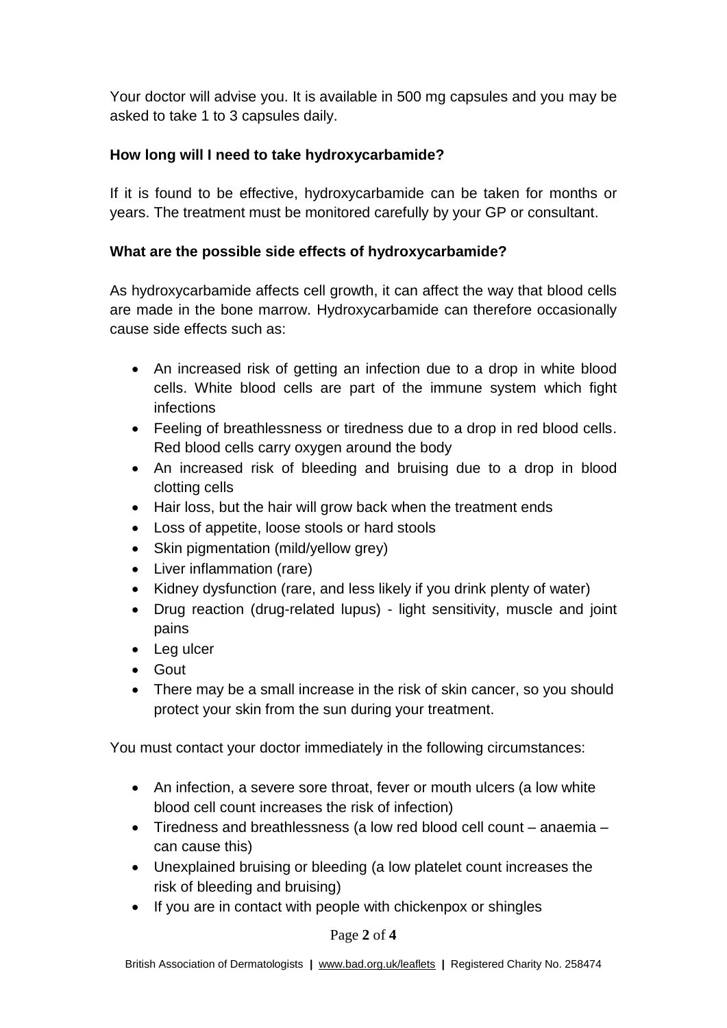Your doctor will advise you. It is available in 500 mg capsules and you may be asked to take 1 to 3 capsules daily.

**How long will I need to take hydroxycarbamide?**

If it is found to be effective, hydroxycarbamide can be taken for months or years. The treatment must be monitored carefully by your GP or consultant.

**What are the possible side effects of hydroxycarbamide?**

As hydroxycarbamide affects cell growth, it can affect the way that blood cells are made in the bone marrow. Hydroxycarbamide can therefore occasionally cause side effects such as:

- An increased risk of getting an infection due to a drop in white blood cells. White blood cells are part of the immune system which fight infections
- Feeling of breathlessness or tiredness due to a drop in red blood cells. Red blood cells carry oxygen around the body
- An increased risk of bleeding and bruising due to a drop in blood clotting cells
- Hair loss, but the hair will grow back when the treatment ends
- Loss of appetite, loose stools or hard stools
- Skin pigmentation (mild/yellow grey)
- Liver inflammation (rare)
- Kidney dysfunction (rare, and less likely if you drink plenty of water)
- Drug reaction (drug-related lupus) - light sensitivity, muscle and joint pains
- Leg ulcer
- Gout
- There may be a small increase in the risk of skin cancer, so you should protect your skin from the sun during your treatment.

You must contact your doctor immediately in the following circumstances:

- An infection, a severe sore throat, fever or mouth ulcers (a low white blood cell count increases the risk of infection)
- Tiredness and breathlessness (a low red blood cell count – anaemia – can cause this)
- Unexplained bruising or bleeding (a low platelet count increases the risk of bleeding and bruising)
- If you are in contact with people with chickenpox or shingles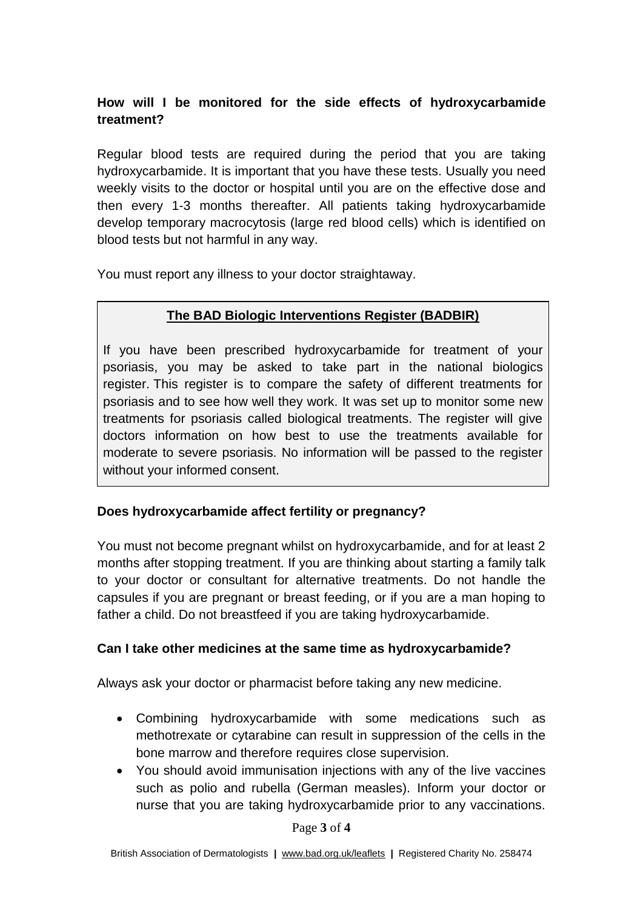**How will I be monitored for the side effects of hydroxycarbamide treatment?**

Regular blood tests are required during the period that you are taking hydroxycarbamide. It is important that you have these tests. Usually you need weekly visits to the doctor or hospital until you are on the effective dose and then every 1-3 months thereafter. All patients taking hydroxycarbamide develop temporary macrocytosis (large red blood cells) which is identified on blood tests but not harmful in any way.

You must report any illness to your doctor straightaway.

> **The BAD Biologic Interventions Register (BADBIR)**
>
> If you have been prescribed hydroxycarbamide for treatment of your psoriasis, you may be asked to take part in the national biologics register. This register is to compare the safety of different treatments for psoriasis and to see how well they work. It was set up to monitor some new treatments for psoriasis called biological treatments. The register will give doctors information on how best to use the treatments available for moderate to severe psoriasis. No information will be passed to the register without your informed consent.

**Does hydroxycarbamide affect fertility or pregnancy?**

You must not become pregnant whilst on hydroxycarbamide, and for at least 2 months after stopping treatment. If you are thinking about starting a family talk to your doctor or consultant for alternative treatments. Do not handle the capsules if you are pregnant or breast feeding, or if you are a man hoping to father a child. Do not breastfeed if you are taking hydroxycarbamide.

**Can I take other medicines at the same time as hydroxycarbamide?**

Always ask your doctor or pharmacist before taking any new medicine.

- Combining hydroxycarbamide with some medications such as methotrexate or cytarabine can result in suppression of the cells in the bone marrow and therefore requires close supervision.
- You should avoid immunisation injections with any of the live vaccines such as polio and rubella (German measles). Inform your doctor or nurse that you are taking hydroxycarbamide prior to any vaccinations.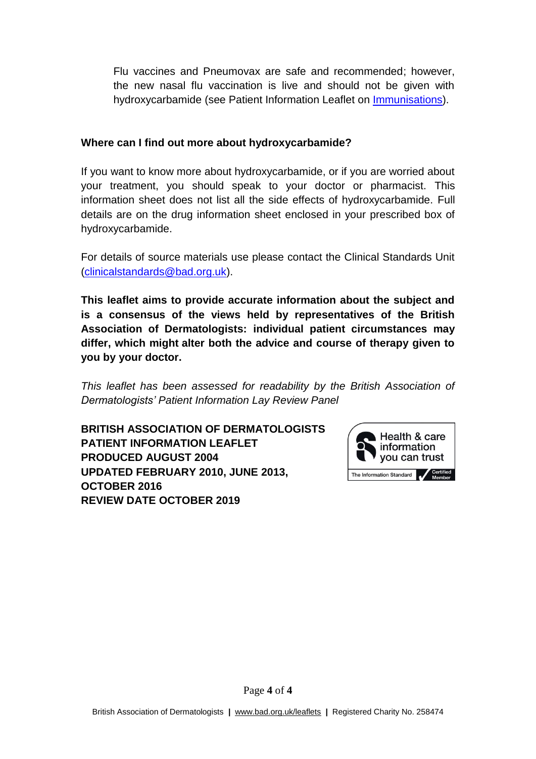Flu vaccines and Pneumovax are safe and recommended; however, the new nasal flu vaccination is live and should not be given with hydroxycarbamide (see Patient Information Leaflet on Immunisations).

**Where can I find out more about hydroxycarbamide?**

If you want to know more about hydroxycarbamide, or if you are worried about your treatment, you should speak to your doctor or pharmacist. This information sheet does not list all the side effects of hydroxycarbamide. Full details are on the drug information sheet enclosed in your prescribed box of hydroxycarbamide.

For details of source materials use please contact the Clinical Standards Unit (clinicalstandards@bad.org.uk).

**This leaflet aims to provide accurate information about the subject and is a consensus of the views held by representatives of the British Association of Dermatologists: individual patient circumstances may differ, which might alter both the advice and course of therapy given to you by your doctor.**

*This leaflet has been assessed for readability by the British Association of Dermatologists' Patient Information Lay Review Panel*

**BRITISH ASSOCIATION OF DERMATOLOGISTS**
**PATIENT INFORMATION LEAFLET**
**PRODUCED AUGUST 2004**
**UPDATED FEBRUARY 2010, JUNE 2013, OCTOBER 2016**
**REVIEW DATE OCTOBER 2019**

Health & care information you can trust
The Information Standard Certified Member